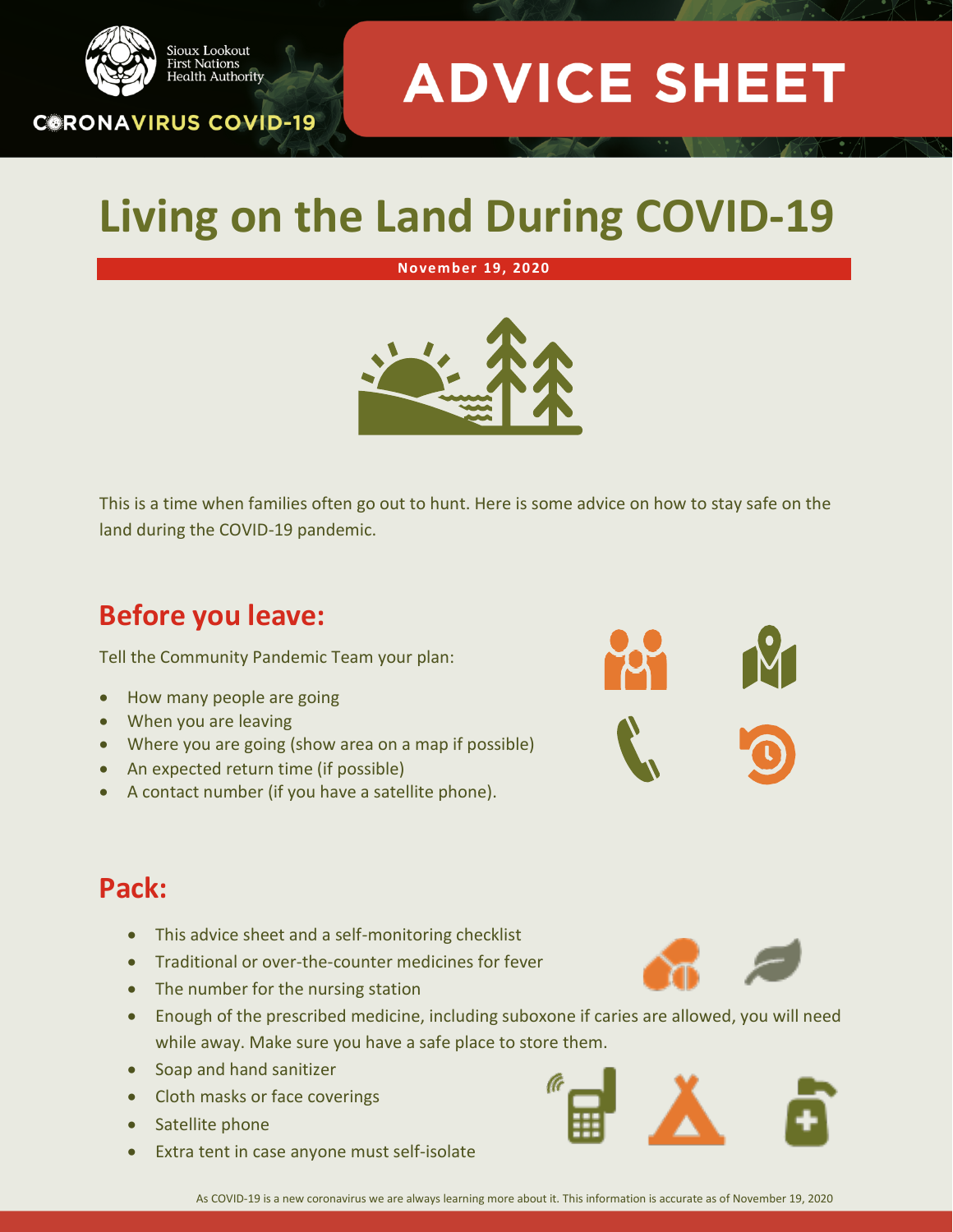Sioux Lookout First Nations Health Authority

CORONAVIRUS COVID-19

# ADVICE SHEET

# Living on the Land During COVID-19

**November 19, 2020**

This is a time when families often go out to hunt. Here is some advice on how to stay safe on the land during the COVID-19 pandemic.

## Before you leave:

Tell the Community Pandemic Team your plan:

- How many people are going
- When you are leaving
- Where you are going (show area on a map if possible)
- An expected return time (if possible)
- A contact number (if you have a satellite phone).

## Pack:

- This advice sheet and a self-monitoring checklist
- Traditional or over-the-counter medicines for fever
- The number for the nursing station
- Enough of the prescribed medicine, including suboxone if caries are allowed, you will need while away. Make sure you have a safe place to store them.
- Soap and hand sanitizer
- Cloth masks or face coverings
- Satellite phone
- Extra tent in case anyone must self-isolate

As COVID-19 is a new coronavirus we are always learning more about it. This information is accurate as of November 19, 2020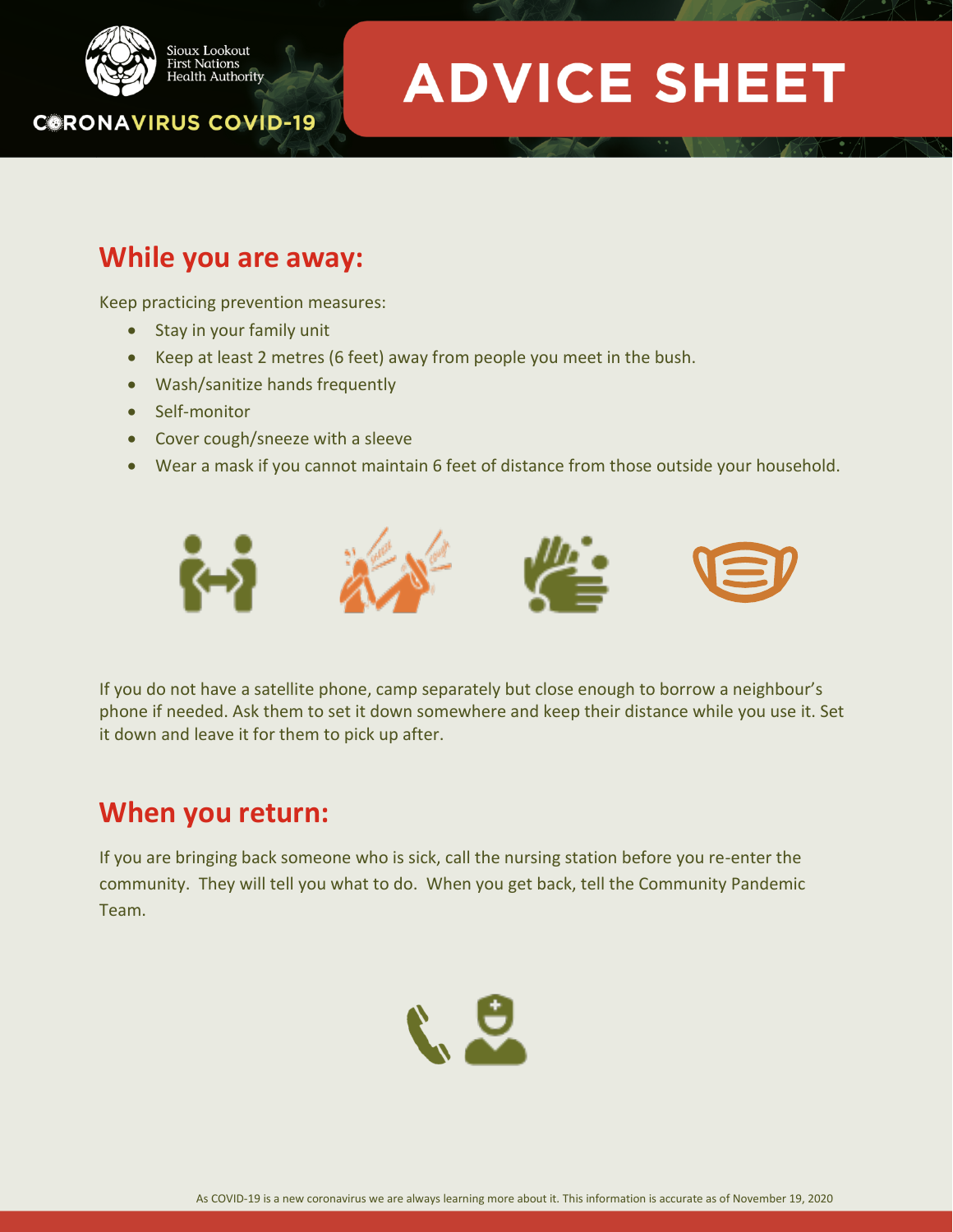Sioux Lookout First Nations Health Authority

CORONAVIRUS COVID-19

# ADVICE SHEET

## While you are away:

Keep practicing prevention measures:

- Stay in your family unit
- Keep at least 2 metres (6 feet) away from people you meet in the bush.
- Wash/sanitize hands frequently
- Self-monitor
- Cover cough/sneeze with a sleeve
- Wear a mask if you cannot maintain 6 feet of distance from those outside your household.

If you do not have a satellite phone, camp separately but close enough to borrow a neighbour's phone if needed. Ask them to set it down somewhere and keep their distance while you use it. Set it down and leave it for them to pick up after.

## When you return:

If you are bringing back someone who is sick, call the nursing station before you re-enter the community. They will tell you what to do. When you get back, tell the Community Pandemic Team.

As COVID-19 is a new coronavirus we are always learning more about it. This information is accurate as of November 19, 2020